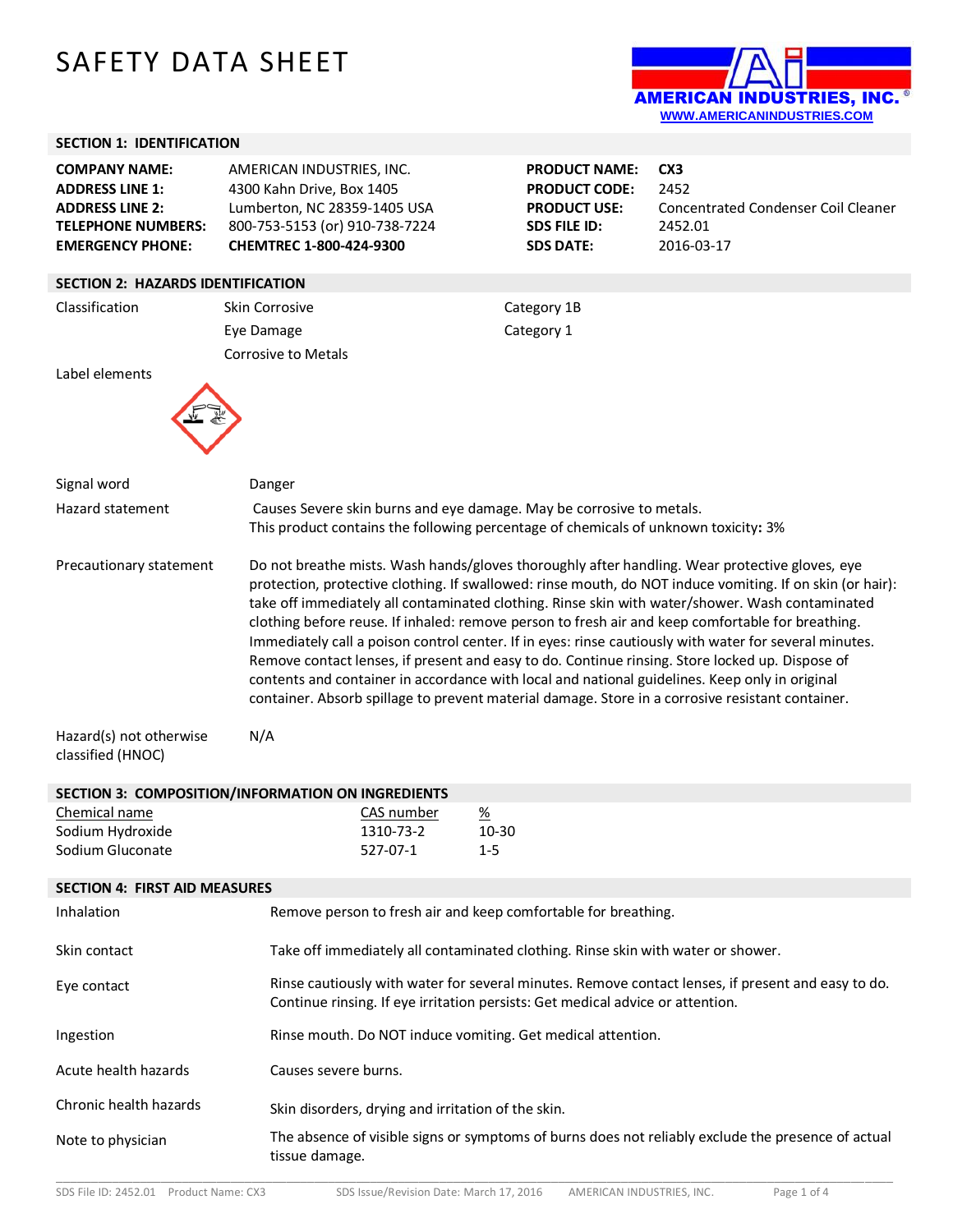# SAFETY DATA SHEET

AMERICAN INDUSTRIES, INC.
WWW.AMERICANINDUSTRIES.COM

## SECTION 1: IDENTIFICATION

| | | | |
|---|---|---|---|
| **COMPANY NAME:** | AMERICAN INDUSTRIES, INC. | **PRODUCT NAME:** | **CX3** |
| **ADDRESS LINE 1:** | 4300 Kahn Drive, Box 1405 | **PRODUCT CODE:** | 2452 |
| **ADDRESS LINE 2:** | Lumberton, NC 28359-1405 USA | **PRODUCT USE:** | Concentrated Condenser Coil Cleaner |
| **TELEPHONE NUMBERS:** | 800-753-5153 (or) 910-738-7224 | **SDS FILE ID:** | 2452.01 |
| **EMERGENCY PHONE:** | **CHEMTREC 1-800-424-9300** | **SDS DATE:** | 2016-03-17 |

## SECTION 2: HAZARDS IDENTIFICATION

| | | |
|---|---|---|
| Classification | Skin Corrosive | Category 1B |
| | Eye Damage | Category 1 |
| | Corrosive to Metals | |

Label elements

Signal word: Danger

Hazard statement: Causes Severe skin burns and eye damage. May be corrosive to metals.
This product contains the following percentage of chemicals of unknown toxicity**:** 3%

Precautionary statement: Do not breathe mists. Wash hands/gloves thoroughly after handling. Wear protective gloves, eye protection, protective clothing. If swallowed: rinse mouth, do NOT induce vomiting. If on skin (or hair): take off immediately all contaminated clothing. Rinse skin with water/shower. Wash contaminated clothing before reuse. If inhaled: remove person to fresh air and keep comfortable for breathing. Immediately call a poison control center. If in eyes: rinse cautiously with water for several minutes. Remove contact lenses, if present and easy to do. Continue rinsing. Store locked up. Dispose of contents and container in accordance with local and national guidelines. Keep only in original container. Absorb spillage to prevent material damage. Store in a corrosive resistant container.

Hazard(s) not otherwise classified (HNOC): N/A

## SECTION 3: COMPOSITION/INFORMATION ON INGREDIENTS

| Chemical name | CAS number | % |
|---|---|---|
| Sodium Hydroxide | 1310-73-2 | 10-30 |
| Sodium Gluconate | 527-07-1 | 1-5 |

## SECTION 4: FIRST AID MEASURES

| | |
|---|---|
| Inhalation | Remove person to fresh air and keep comfortable for breathing. |
| Skin contact | Take off immediately all contaminated clothing. Rinse skin with water or shower. |
| Eye contact | Rinse cautiously with water for several minutes. Remove contact lenses, if present and easy to do. Continue rinsing. If eye irritation persists: Get medical advice or attention. |
| Ingestion | Rinse mouth. Do NOT induce vomiting. Get medical attention. |
| Acute health hazards | Causes severe burns. |
| Chronic health hazards | Skin disorders, drying and irritation of the skin. |
| Note to physician | The absence of visible signs or symptoms of burns does not reliably exclude the presence of actual tissue damage. |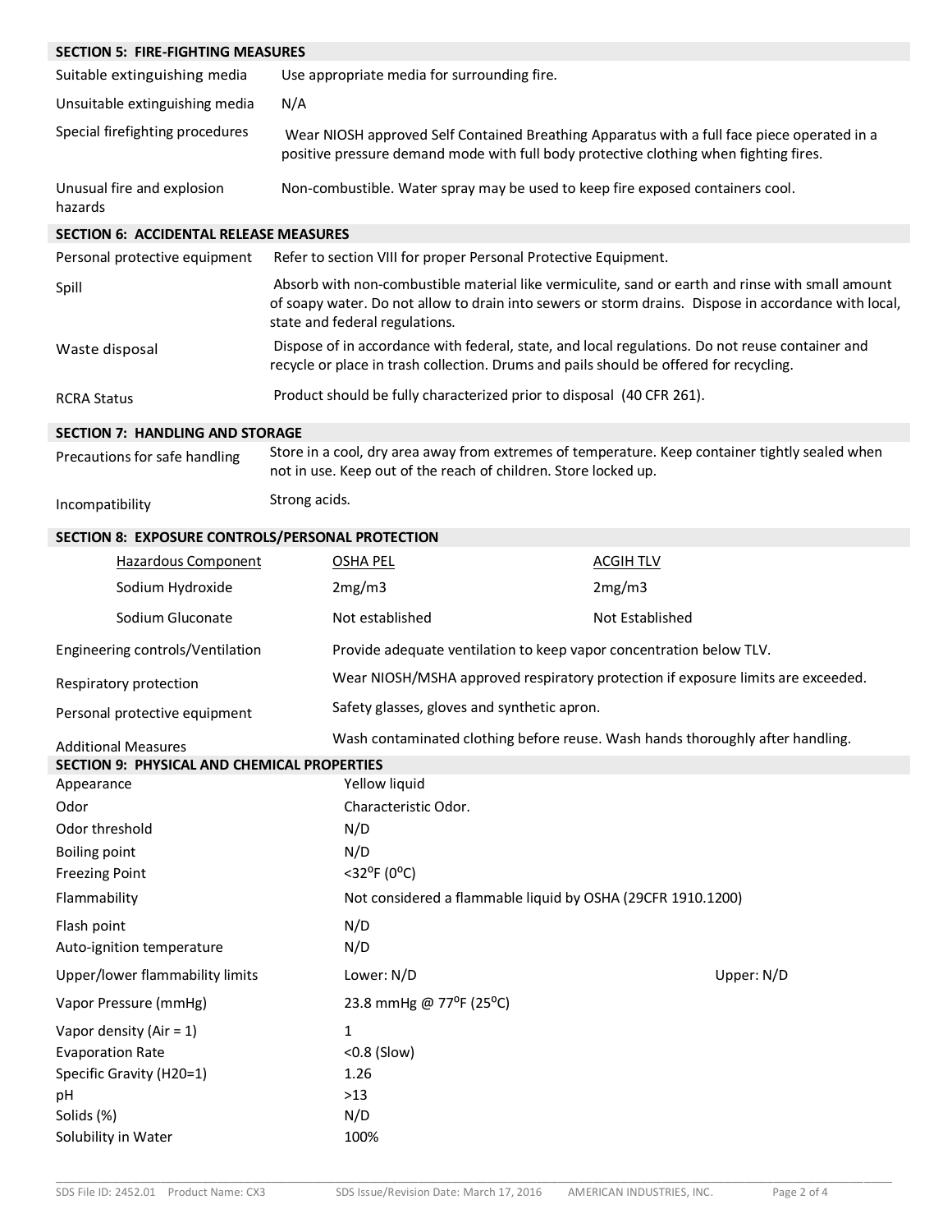## SECTION 5: FIRE-FIGHTING MEASURES

| | |
|---|---|
| Suitable extinguishing media | Use appropriate media for surrounding fire. |
| Unsuitable extinguishing media | N/A |
| Special firefighting procedures | Wear NIOSH approved Self Contained Breathing Apparatus with a full face piece operated in a positive pressure demand mode with full body protective clothing when fighting fires. |
| Unusual fire and explosion hazards | Non-combustible. Water spray may be used to keep fire exposed containers cool. |

## SECTION 6: ACCIDENTAL RELEASE MEASURES

| | |
|---|---|
| Personal protective equipment | Refer to section VIII for proper Personal Protective Equipment. |
| Spill | Absorb with non-combustible material like vermiculite, sand or earth and rinse with small amount of soapy water. Do not allow to drain into sewers or storm drains. Dispose in accordance with local, state and federal regulations. |
| Waste disposal | Dispose of in accordance with federal, state, and local regulations. Do not reuse container and recycle or place in trash collection. Drums and pails should be offered for recycling. |
| RCRA Status | Product should be fully characterized prior to disposal (40 CFR 261). |

## SECTION 7: HANDLING AND STORAGE

| | |
|---|---|
| Precautions for safe handling | Store in a cool, dry area away from extremes of temperature. Keep container tightly sealed when not in use. Keep out of the reach of children. Store locked up. |
| Incompatibility | Strong acids. |

## SECTION 8: EXPOSURE CONTROLS/PERSONAL PROTECTION

| Hazardous Component | OSHA PEL | ACGIH TLV |
|---|---|---|
| Sodium Hydroxide | 2mg/m3 | 2mg/m3 |
| Sodium Gluconate | Not established | Not Established |

| | |
|---|---|
| Engineering controls/Ventilation | Provide adequate ventilation to keep vapor concentration below TLV. |
| Respiratory protection | Wear NIOSH/MSHA approved respiratory protection if exposure limits are exceeded. |
| Personal protective equipment | Safety glasses, gloves and synthetic apron. |
| Additional Measures | Wash contaminated clothing before reuse. Wash hands thoroughly after handling. |

## SECTION 9: PHYSICAL AND CHEMICAL PROPERTIES

| | | |
|---|---|---|
| Appearance | Yellow liquid | |
| Odor | Characteristic Odor. | |
| Odor threshold | N/D | |
| Boiling point | N/D | |
| Freezing Point | <32$^{o}$F (0$^{o}$C) | |
| Flammability | Not considered a flammable liquid by OSHA (29CFR 1910.1200) | |
| Flash point | N/D | |
| Auto-ignition temperature | N/D | |
| Upper/lower flammability limits | Lower: N/D | Upper: N/D |
| Vapor Pressure (mmHg) | 23.8 mmHg @ 77$^{o}$F (25$^{o}$C) | |
| Vapor density (Air = 1) | 1 | |
| Evaporation Rate | <0.8 (Slow) | |
| Specific Gravity (H20=1) | 1.26 | |
| pH | >13 | |
| Solids (%) | N/D | |
| Solubility in Water | 100% | |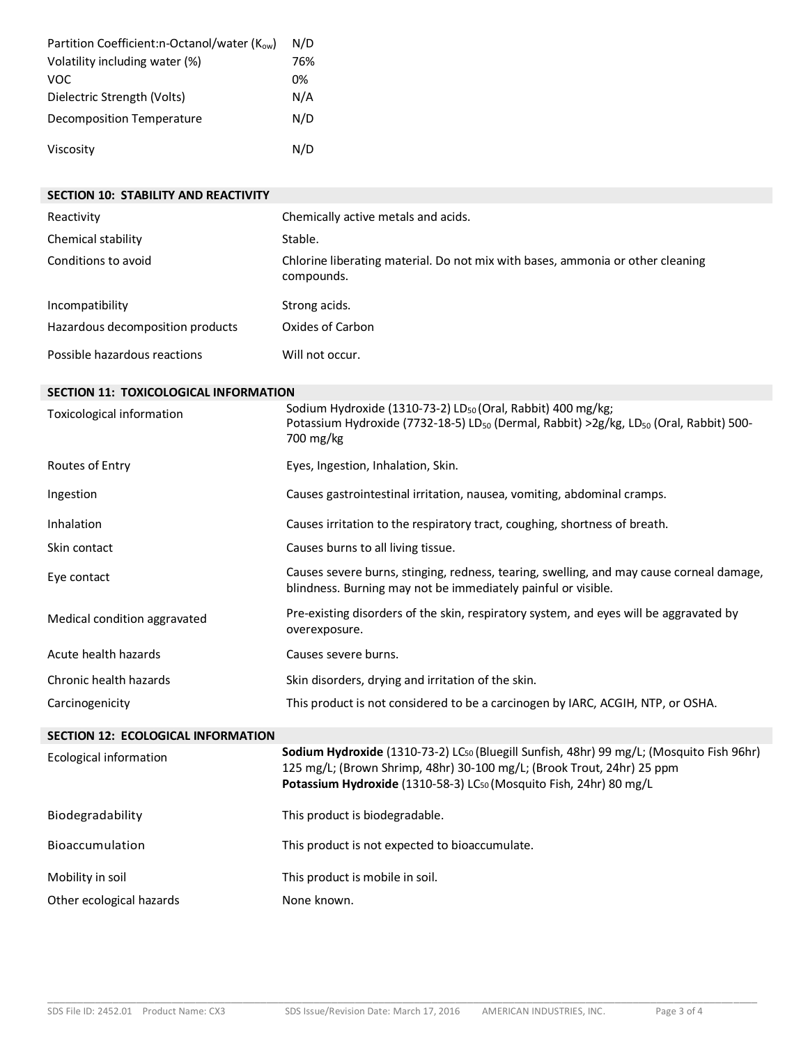| | |
|---|---|
| Partition Coefficient:n-Octanol/water ($K_{ow}$) | N/D |
| Volatility including water (%) | 76% |
| VOC | 0% |
| Dielectric Strength (Volts) | N/A |
| Decomposition Temperature | N/D |
| Viscosity | N/D |

## SECTION 10: STABILITY AND REACTIVITY

| | |
|---|---|
| Reactivity | Chemically active metals and acids. |
| Chemical stability | Stable. |
| Conditions to avoid | Chlorine liberating material. Do not mix with bases, ammonia or other cleaning compounds. |
| Incompatibility | Strong acids. |
| Hazardous decomposition products | Oxides of Carbon |
| Possible hazardous reactions | Will not occur. |

## SECTION 11: TOXICOLOGICAL INFORMATION

| | |
|---|---|
| Toxicological information | Sodium Hydroxide (1310-73-2) $LD_{50}$ (Oral, Rabbit) 400 mg/kg; Potassium Hydroxide (7732-18-5) $LD_{50}$ (Dermal, Rabbit) >2g/kg, $LD_{50}$ (Oral, Rabbit) 500-700 mg/kg |
| Routes of Entry | Eyes, Ingestion, Inhalation, Skin. |
| Ingestion | Causes gastrointestinal irritation, nausea, vomiting, abdominal cramps. |
| Inhalation | Causes irritation to the respiratory tract, coughing, shortness of breath. |
| Skin contact | Causes burns to all living tissue. |
| Eye contact | Causes severe burns, stinging, redness, tearing, swelling, and may cause corneal damage, blindness. Burning may not be immediately painful or visible. |
| Medical condition aggravated | Pre-existing disorders of the skin, respiratory system, and eyes will be aggravated by overexposure. |
| Acute health hazards | Causes severe burns. |
| Chronic health hazards | Skin disorders, drying and irritation of the skin. |
| Carcinogenicity | This product is not considered to be a carcinogen by IARC, ACGIH, NTP, or OSHA. |

## SECTION 12: ECOLOGICAL INFORMATION

| | |
|---|---|
| Ecological information | **Sodium Hydroxide** (1310-73-2) $LC_{50}$ (Bluegill Sunfish, 48hr) 99 mg/L; (Mosquito Fish 96hr) 125 mg/L; (Brown Shrimp, 48hr) 30-100 mg/L; (Brook Trout, 24hr) 25 ppm **Potassium Hydroxide** (1310-58-3) $LC_{50}$ (Mosquito Fish, 24hr) 80 mg/L |
| Biodegradability | This product is biodegradable. |
| Bioaccumulation | This product is not expected to bioaccumulate. |
| Mobility in soil | This product is mobile in soil. |
| Other ecological hazards | None known. |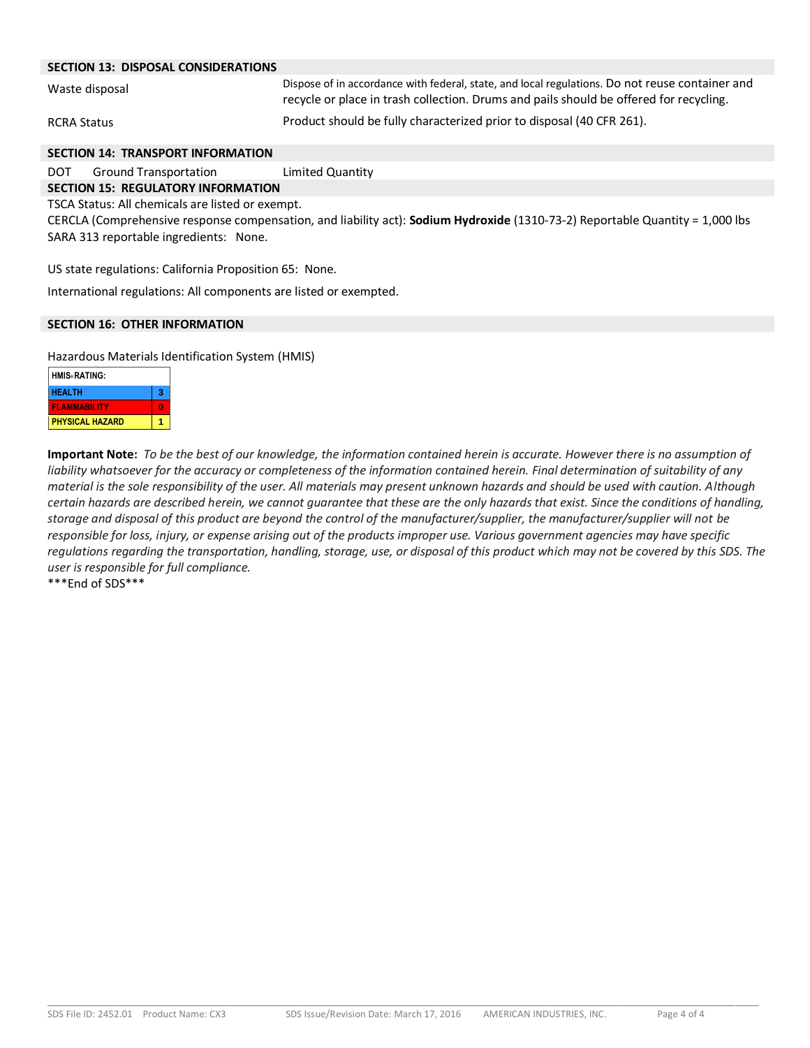## SECTION 13: DISPOSAL CONSIDERATIONS

| | |
|---|---|
| Waste disposal | Dispose of in accordance with federal, state, and local regulations. Do not reuse container and recycle or place in trash collection. Drums and pails should be offered for recycling. |
| RCRA Status | Product should be fully characterized prior to disposal (40 CFR 261). |

## SECTION 14: TRANSPORT INFORMATION

| | | |
|---|---|---|
| DOT | Ground Transportation | Limited Quantity |

## SECTION 15: REGULATORY INFORMATION

TSCA Status: All chemicals are listed or exempt.

CERCLA (Comprehensive response compensation, and liability act): **Sodium Hydroxide** (1310-73-2) Reportable Quantity = 1,000 lbs

SARA 313 reportable ingredients: None.

US state regulations: California Proposition 65: None.

International regulations: All components are listed or exempted.

## SECTION 16: OTHER INFORMATION

Hazardous Materials Identification System (HMIS)

| HMIS® RATING: | |
|---|---|
| HEALTH | 3 |
| FLAMMABILITY | 0 |
| PHYSICAL HAZARD | 1 |

**Important Note:** *To be the best of our knowledge, the information contained herein is accurate. However there is no assumption of liability whatsoever for the accuracy or completeness of the information contained herein. Final determination of suitability of any material is the sole responsibility of the user. All materials may present unknown hazards and should be used with caution. Although certain hazards are described herein, we cannot guarantee that these are the only hazards that exist. Since the conditions of handling, storage and disposal of this product are beyond the control of the manufacturer/supplier, the manufacturer/supplier will not be responsible for loss, injury, or expense arising out of the products improper use. Various government agencies may have specific regulations regarding the transportation, handling, storage, use, or disposal of this product which may not be covered by this SDS. The user is responsible for full compliance.*

***End of SDS***